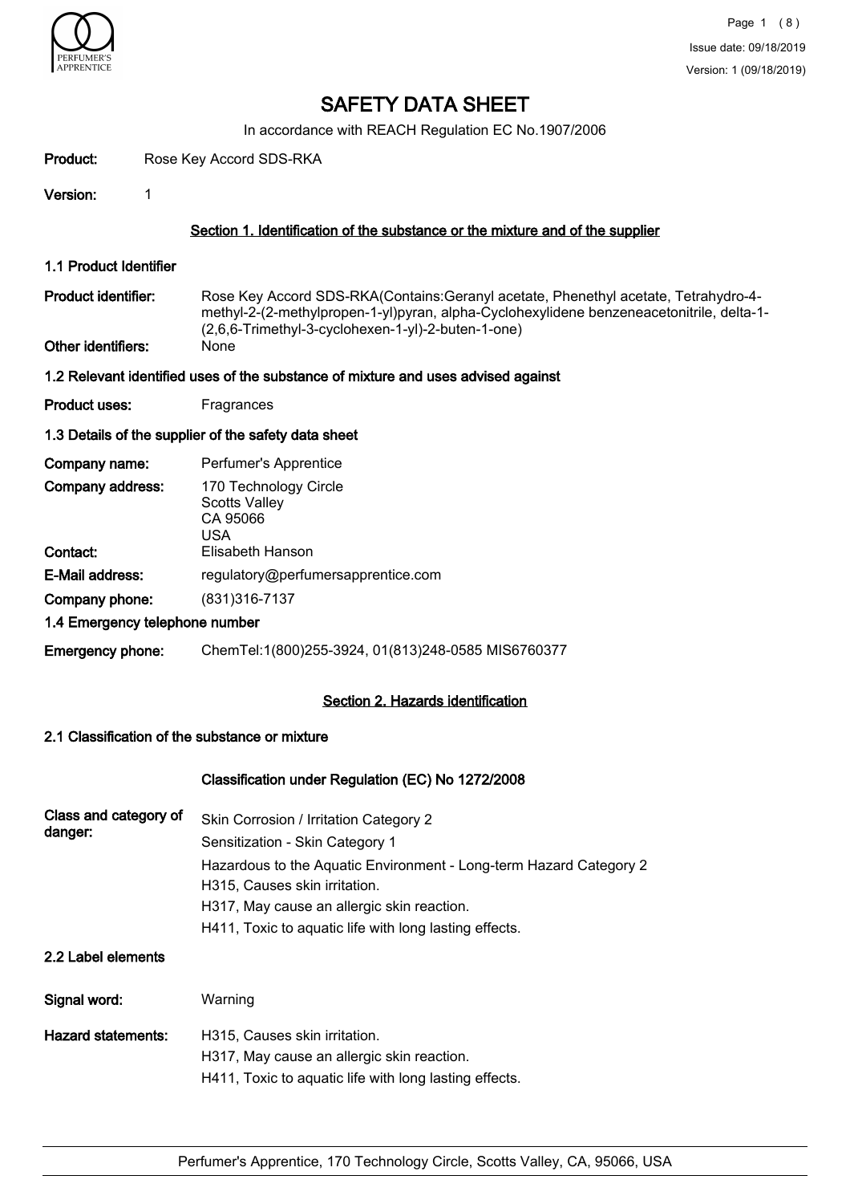# SAFETY DATA SHEET

In accordance with REACH Regulation EC No.1907/2006

**Product:** Rose Key Accord SDS-RKA

**Version:** 1

## Section 1. Identification of the substance or the mixture and of the supplier

### 1.1 Product Identifier

**Product identifier:** Rose Key Accord SDS-RKA(Contains:Geranyl acetate, Phenethyl acetate, Tetrahydro-4-methyl-2-(2-methylpropen-1-yl)pyran, alpha-Cyclohexylidene benzeneacetonitrile, delta-1-(2,6,6-Trimethyl-3-cyclohexen-1-yl)-2-buten-1-one)

**Other identifiers:** None

### 1.2 Relevant identified uses of the substance of mixture and uses advised against

**Product uses:** Fragrances

### 1.3 Details of the supplier of the safety data sheet

**Company name:** Perfumer's Apprentice

**Company address:** 170 Technology Circle
Scotts Valley
CA 95066
USA

**Contact:** Elisabeth Hanson

**E-Mail address:** regulatory@perfumersapprentice.com

**Company phone:** (831)316-7137

### 1.4 Emergency telephone number

**Emergency phone:** ChemTel:1(800)255-3924, 01(813)248-0585 MIS6760377

## Section 2. Hazards identification

### 2.1 Classification of the substance or mixture

**Classification under Regulation (EC) No 1272/2008**

**Class and category of danger:**

Skin Corrosion / Irritation Category 2
Sensitization - Skin Category 1
Hazardous to the Aquatic Environment - Long-term Hazard Category 2
H315, Causes skin irritation.
H317, May cause an allergic skin reaction.
H411, Toxic to aquatic life with long lasting effects.

### 2.2 Label elements

**Signal word:** Warning

**Hazard statements:**

H315, Causes skin irritation.
H317, May cause an allergic skin reaction.
H411, Toxic to aquatic life with long lasting effects.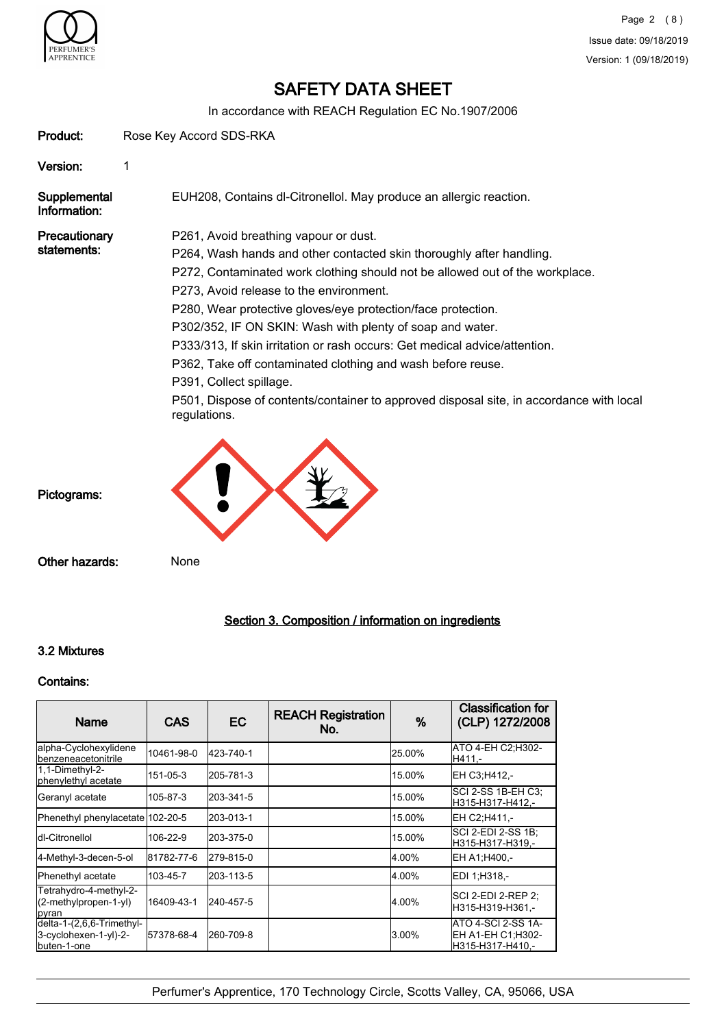# SAFETY DATA SHEET

In accordance with REACH Regulation EC No.1907/2006

**Product:** Rose Key Accord SDS-RKA

**Version:** 1

**Supplemental Information:** EUH208, Contains dl-Citronellol. May produce an allergic reaction.

**Precautionary statements:**

P261, Avoid breathing vapour or dust.
P264, Wash hands and other contacted skin thoroughly after handling.
P272, Contaminated work clothing should not be allowed out of the workplace.
P273, Avoid release to the environment.
P280, Wear protective gloves/eye protection/face protection.
P302/352, IF ON SKIN: Wash with plenty of soap and water.
P333/313, If skin irritation or rash occurs: Get medical advice/attention.
P362, Take off contaminated clothing and wash before reuse.
P391, Collect spillage.
P501, Dispose of contents/container to approved disposal site, in accordance with local regulations.

**Pictograms:**

**Other hazards:** None

## Section 3. Composition / information on ingredients

### 3.2 Mixtures

**Contains:**

| Name | CAS | EC | REACH Registration No. | % | Classification for (CLP) 1272/2008 |
|---|---|---|---|---|---|
| alpha-Cyclohexylidene benzeneacetonitrile | 10461-98-0 | 423-740-1 | | 25.00% | ATO 4-EH C2;H302-H411,- |
| 1,1-Dimethyl-2-phenylethyl acetate | 151-05-3 | 205-781-3 | | 15.00% | EH C3;H412,- |
| Geranyl acetate | 105-87-3 | 203-341-5 | | 15.00% | SCI 2-SS 1B-EH C3;H315-H317-H412,- |
| Phenethyl phenylacetate | 102-20-5 | 203-013-1 | | 15.00% | EH C2;H411,- |
| dl-Citronellol | 106-22-9 | 203-375-0 | | 15.00% | SCI 2-EDI 2-SS 1B;H315-H317-H319,- |
| 4-Methyl-3-decen-5-ol | 81782-77-6 | 279-815-0 | | 4.00% | EH A1;H400,- |
| Phenethyl acetate | 103-45-7 | 203-113-5 | | 4.00% | EDI 1;H318,- |
| Tetrahydro-4-methyl-2-(2-methylpropen-1-yl) pyran | 16409-43-1 | 240-457-5 | | 4.00% | SCI 2-EDI 2-REP 2;H315-H319-H361,- |
| delta-1-(2,6,6-Trimethyl-3-cyclohexen-1-yl)-2-buten-1-one | 57378-68-4 | 260-709-8 | | 3.00% | ATO 4-SCI 2-SS 1A-EH A1-EH C1;H302-H315-H317-H410,- |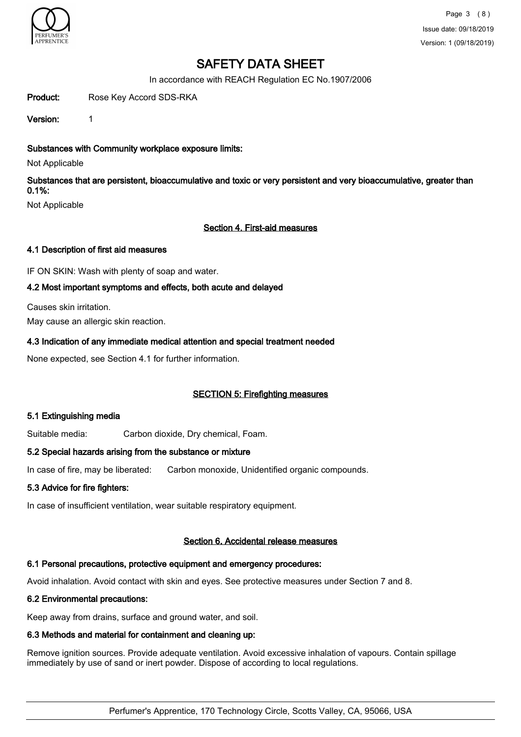# SAFETY DATA SHEET

In accordance with REACH Regulation EC No.1907/2006

**Product:** Rose Key Accord SDS-RKA

**Version:** 1

**Substances with Community workplace exposure limits:**

Not Applicable

**Substances that are persistent, bioaccumulative and toxic or very persistent and very bioaccumulative, greater than 0.1%:**

Not Applicable

## Section 4. First-aid measures

### 4.1 Description of first aid measures

IF ON SKIN: Wash with plenty of soap and water.

### 4.2 Most important symptoms and effects, both acute and delayed

Causes skin irritation.

May cause an allergic skin reaction.

### 4.3 Indication of any immediate medical attention and special treatment needed

None expected, see Section 4.1 for further information.

## SECTION 5: Firefighting measures

### 5.1 Extinguishing media

Suitable media: Carbon dioxide, Dry chemical, Foam.

### 5.2 Special hazards arising from the substance or mixture

In case of fire, may be liberated: Carbon monoxide, Unidentified organic compounds.

### 5.3 Advice for fire fighters:

In case of insufficient ventilation, wear suitable respiratory equipment.

## Section 6. Accidental release measures

### 6.1 Personal precautions, protective equipment and emergency procedures:

Avoid inhalation. Avoid contact with skin and eyes. See protective measures under Section 7 and 8.

### 6.2 Environmental precautions:

Keep away from drains, surface and ground water, and soil.

### 6.3 Methods and material for containment and cleaning up:

Remove ignition sources. Provide adequate ventilation. Avoid excessive inhalation of vapours. Contain spillage immediately by use of sand or inert powder. Dispose of according to local regulations.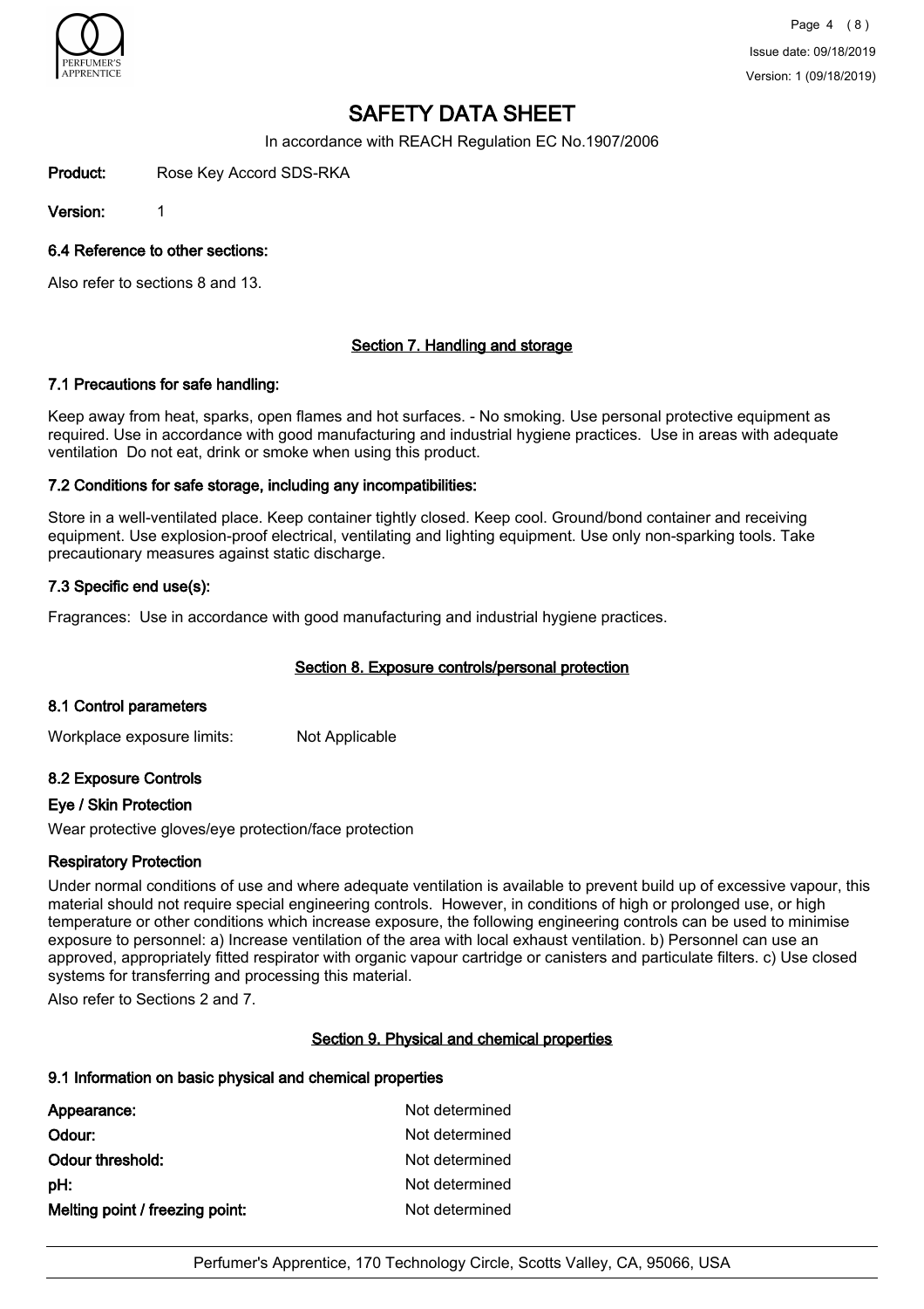### 6.4 Reference to other sections:

Also refer to sections 8 and 13.

## Section 7. Handling and storage

### 7.1 Precautions for safe handling:

Keep away from heat, sparks, open flames and hot surfaces. - No smoking. Use personal protective equipment as required. Use in accordance with good manufacturing and industrial hygiene practices. Use in areas with adequate ventilation Do not eat, drink or smoke when using this product.

### 7.2 Conditions for safe storage, including any incompatibilities:

Store in a well-ventilated place. Keep container tightly closed. Keep cool. Ground/bond container and receiving equipment. Use explosion-proof electrical, ventilating and lighting equipment. Use only non-sparking tools. Take precautionary measures against static discharge.

### 7.3 Specific end use(s):

Fragrances: Use in accordance with good manufacturing and industrial hygiene practices.

## Section 8. Exposure controls/personal protection

### 8.1 Control parameters

Workplace exposure limits: Not Applicable

### 8.2 Exposure Controls

#### Eye / Skin Protection

Wear protective gloves/eye protection/face protection

#### Respiratory Protection

Under normal conditions of use and where adequate ventilation is available to prevent build up of excessive vapour, this material should not require special engineering controls. However, in conditions of high or prolonged use, or high temperature or other conditions which increase exposure, the following engineering controls can be used to minimise exposure to personnel: a) Increase ventilation of the area with local exhaust ventilation. b) Personnel can use an approved, appropriately fitted respirator with organic vapour cartridge or canisters and particulate filters. c) Use closed systems for transferring and processing this material.

Also refer to Sections 2 and 7.

## Section 9. Physical and chemical properties

### 9.1 Information on basic physical and chemical properties

| | |
|---|---|
| **Appearance:** | Not determined |
| **Odour:** | Not determined |
| **Odour threshold:** | Not determined |
| **pH:** | Not determined |
| **Melting point / freezing point:** | Not determined |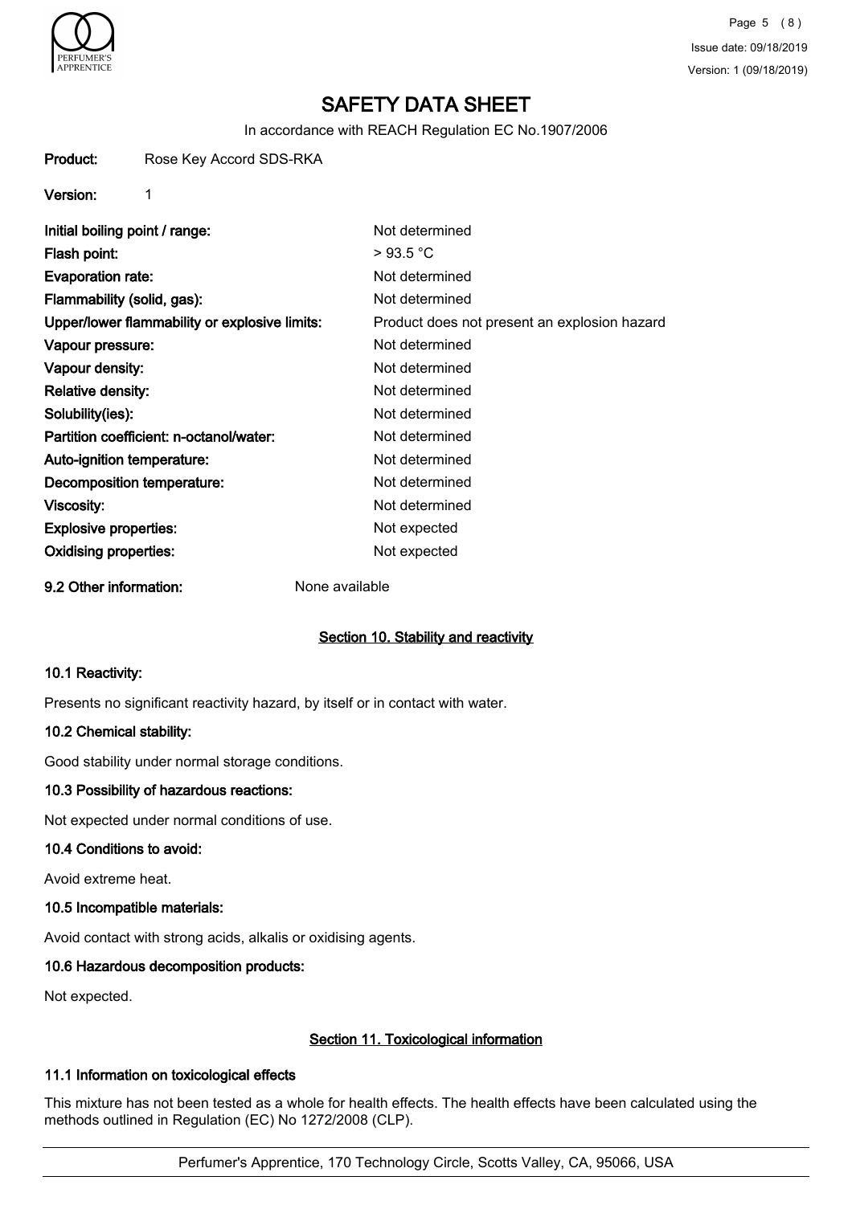# SAFETY DATA SHEET

In accordance with REACH Regulation EC No.1907/2006

**Product:** Rose Key Accord SDS-RKA

**Version:** 1

| | |
|---|---|
| **Initial boiling point / range:** | Not determined |
| **Flash point:** | > 93.5 °C |
| **Evaporation rate:** | Not determined |
| **Flammability (solid, gas):** | Not determined |
| **Upper/lower flammability or explosive limits:** | Product does not present an explosion hazard |
| **Vapour pressure:** | Not determined |
| **Vapour density:** | Not determined |
| **Relative density:** | Not determined |
| **Solubility(ies):** | Not determined |
| **Partition coefficient: n-octanol/water:** | Not determined |
| **Auto-ignition temperature:** | Not determined |
| **Decomposition temperature:** | Not determined |
| **Viscosity:** | Not determined |
| **Explosive properties:** | Not expected |
| **Oxidising properties:** | Not expected |

**9.2 Other information:** None available

## Section 10. Stability and reactivity

### 10.1 Reactivity:

Presents no significant reactivity hazard, by itself or in contact with water.

### 10.2 Chemical stability:

Good stability under normal storage conditions.

### 10.3 Possibility of hazardous reactions:

Not expected under normal conditions of use.

### 10.4 Conditions to avoid:

Avoid extreme heat.

### 10.5 Incompatible materials:

Avoid contact with strong acids, alkalis or oxidising agents.

### 10.6 Hazardous decomposition products:

Not expected.

## Section 11. Toxicological information

### 11.1 Information on toxicological effects

This mixture has not been tested as a whole for health effects. The health effects have been calculated using the methods outlined in Regulation (EC) No 1272/2008 (CLP).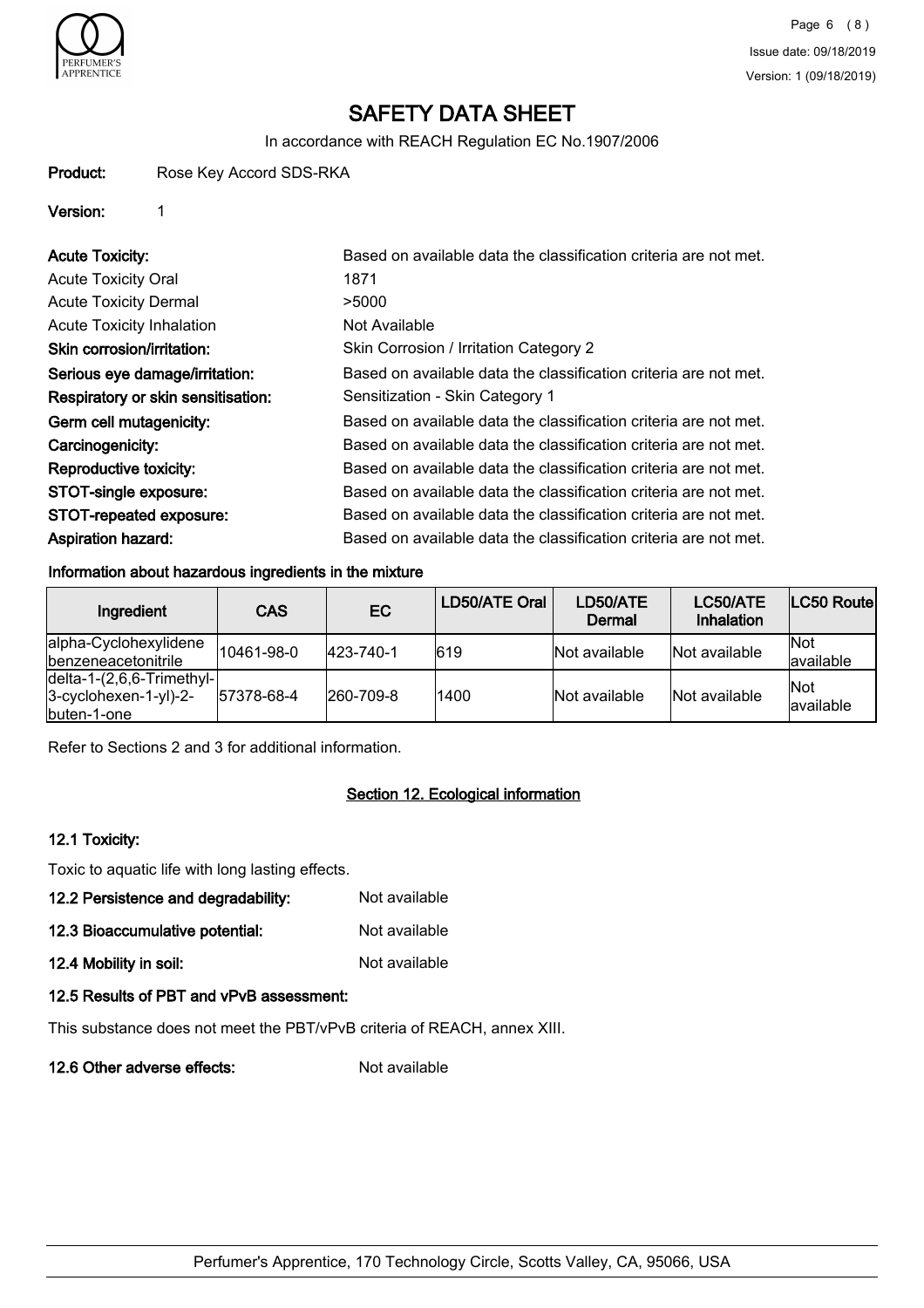# SAFETY DATA SHEET

In accordance with REACH Regulation EC No.1907/2006

**Product:** Rose Key Accord SDS-RKA

**Version:** 1

| | |
|---|---|
| **Acute Toxicity:** | Based on available data the classification criteria are not met. |
| Acute Toxicity Oral | 1871 |
| Acute Toxicity Dermal | >5000 |
| Acute Toxicity Inhalation | Not Available |
| **Skin corrosion/irritation:** | Skin Corrosion / Irritation Category 2 |
| **Serious eye damage/irritation:** | Based on available data the classification criteria are not met. |
| **Respiratory or skin sensitisation:** | Sensitization - Skin Category 1 |
| **Germ cell mutagenicity:** | Based on available data the classification criteria are not met. |
| **Carcinogenicity:** | Based on available data the classification criteria are not met. |
| **Reproductive toxicity:** | Based on available data the classification criteria are not met. |
| **STOT-single exposure:** | Based on available data the classification criteria are not met. |
| **STOT-repeated exposure:** | Based on available data the classification criteria are not met. |
| **Aspiration hazard:** | Based on available data the classification criteria are not met. |

**Information about hazardous ingredients in the mixture**

| Ingredient | CAS | EC | LD50/ATE Oral | LD50/ATE Dermal | LC50/ATE Inhalation | LC50 Route |
|---|---|---|---|---|---|---|
| alpha-Cyclohexylidene benzeneacetonitrile | 10461-98-0 | 423-740-1 | 619 | Not available | Not available | Not available |
| delta-1-(2,6,6-Trimethyl-3-cyclohexen-1-yl)-2-buten-1-one | 57378-68-4 | 260-709-8 | 1400 | Not available | Not available | Not available |

Refer to Sections 2 and 3 for additional information.

## Section 12. Ecological information

**12.1 Toxicity:**

Toxic to aquatic life with long lasting effects.

**12.2 Persistence and degradability:** Not available

**12.3 Bioaccumulative potential:** Not available

**12.4 Mobility in soil:** Not available

**12.5 Results of PBT and vPvB assessment:**

This substance does not meet the PBT/vPvB criteria of REACH, annex XIII.

**12.6 Other adverse effects:** Not available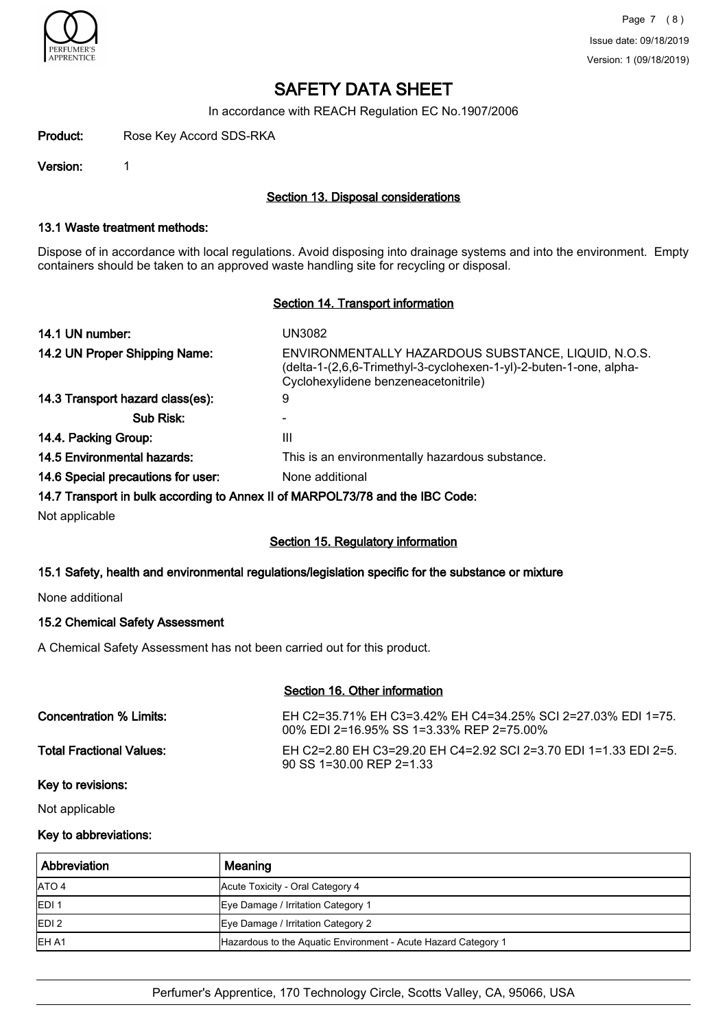# SAFETY DATA SHEET

In accordance with REACH Regulation EC No.1907/2006

**Product:** Rose Key Accord SDS-RKA

**Version:** 1

## Section 13. Disposal considerations

### 13.1 Waste treatment methods:

Dispose of in accordance with local regulations. Avoid disposing into drainage systems and into the environment. Empty containers should be taken to an approved waste handling site for recycling or disposal.

## Section 14. Transport information

**14.1 UN number:** UN3082

**14.2 UN Proper Shipping Name:** ENVIRONMENTALLY HAZARDOUS SUBSTANCE, LIQUID, N.O.S. (delta-1-(2,6,6-Trimethyl-3-cyclohexen-1-yl)-2-buten-1-one, alpha-Cyclohexylidene benzeneacetonitrile)

**14.3 Transport hazard class(es):** 9

**Sub Risk:** -

**14.4. Packing Group:** III

**14.5 Environmental hazards:** This is an environmentally hazardous substance.

**14.6 Special precautions for user:** None additional

**14.7 Transport in bulk according to Annex II of MARPOL73/78 and the IBC Code:**

Not applicable

## Section 15. Regulatory information

### 15.1 Safety, health and environmental regulations/legislation specific for the substance or mixture

None additional

### 15.2 Chemical Safety Assessment

A Chemical Safety Assessment has not been carried out for this product.

## Section 16. Other information

**Concentration % Limits:** EH C2=35.71% EH C3=3.42% EH C4=34.25% SCI 2=27.03% EDI 1=75.00% EDI 2=16.95% SS 1=3.33% REP 2=75.00%

**Total Fractional Values:** EH C2=2.80 EH C3=29.20 EH C4=2.92 SCI 2=3.70 EDI 1=1.33 EDI 2=5.90 SS 1=30.00 REP 2=1.33

**Key to revisions:**

Not applicable

**Key to abbreviations:**

| Abbreviation | Meaning |
|---|---|
| ATO 4 | Acute Toxicity - Oral Category 4 |
| EDI 1 | Eye Damage / Irritation Category 1 |
| EDI 2 | Eye Damage / Irritation Category 2 |
| EH A1 | Hazardous to the Aquatic Environment - Acute Hazard Category 1 |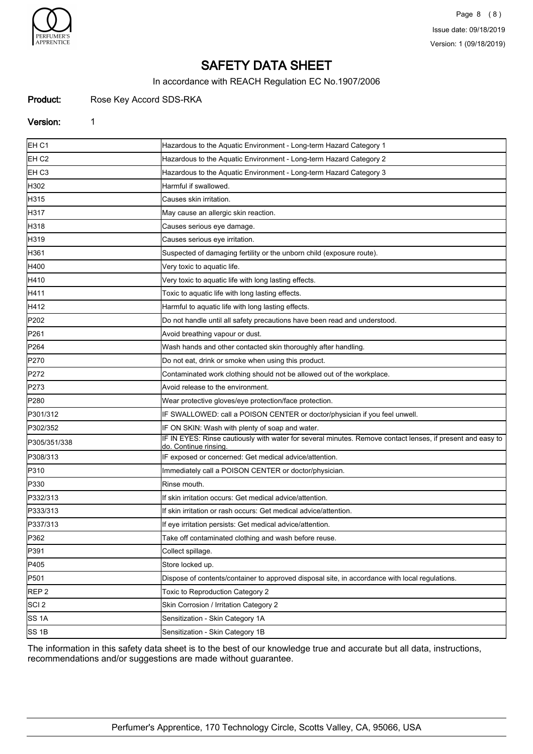# SAFETY DATA SHEET

In accordance with REACH Regulation EC No.1907/2006

**Product:** Rose Key Accord SDS-RKA

**Version:** 1

| | |
|---|---|
| EH C1 | Hazardous to the Aquatic Environment - Long-term Hazard Category 1 |
| EH C2 | Hazardous to the Aquatic Environment - Long-term Hazard Category 2 |
| EH C3 | Hazardous to the Aquatic Environment - Long-term Hazard Category 3 |
| H302 | Harmful if swallowed. |
| H315 | Causes skin irritation. |
| H317 | May cause an allergic skin reaction. |
| H318 | Causes serious eye damage. |
| H319 | Causes serious eye irritation. |
| H361 | Suspected of damaging fertility or the unborn child (exposure route). |
| H400 | Very toxic to aquatic life. |
| H410 | Very toxic to aquatic life with long lasting effects. |
| H411 | Toxic to aquatic life with long lasting effects. |
| H412 | Harmful to aquatic life with long lasting effects. |
| P202 | Do not handle until all safety precautions have been read and understood. |
| P261 | Avoid breathing vapour or dust. |
| P264 | Wash hands and other contacted skin thoroughly after handling. |
| P270 | Do not eat, drink or smoke when using this product. |
| P272 | Contaminated work clothing should not be allowed out of the workplace. |
| P273 | Avoid release to the environment. |
| P280 | Wear protective gloves/eye protection/face protection. |
| P301/312 | IF SWALLOWED: call a POISON CENTER or doctor/physician if you feel unwell. |
| P302/352 | IF ON SKIN: Wash with plenty of soap and water. |
| P305/351/338 | IF IN EYES: Rinse cautiously with water for several minutes. Remove contact lenses, if present and easy to do. Continue rinsing. |
| P308/313 | IF exposed or concerned: Get medical advice/attention. |
| P310 | Immediately call a POISON CENTER or doctor/physician. |
| P330 | Rinse mouth. |
| P332/313 | If skin irritation occurs: Get medical advice/attention. |
| P333/313 | If skin irritation or rash occurs: Get medical advice/attention. |
| P337/313 | If eye irritation persists: Get medical advice/attention. |
| P362 | Take off contaminated clothing and wash before reuse. |
| P391 | Collect spillage. |
| P405 | Store locked up. |
| P501 | Dispose of contents/container to approved disposal site, in accordance with local regulations. |
| REP 2 | Toxic to Reproduction Category 2 |
| SCI 2 | Skin Corrosion / Irritation Category 2 |
| SS 1A | Sensitization - Skin Category 1A |
| SS 1B | Sensitization - Skin Category 1B |

The information in this safety data sheet is to the best of our knowledge true and accurate but all data, instructions, recommendations and/or suggestions are made without guarantee.